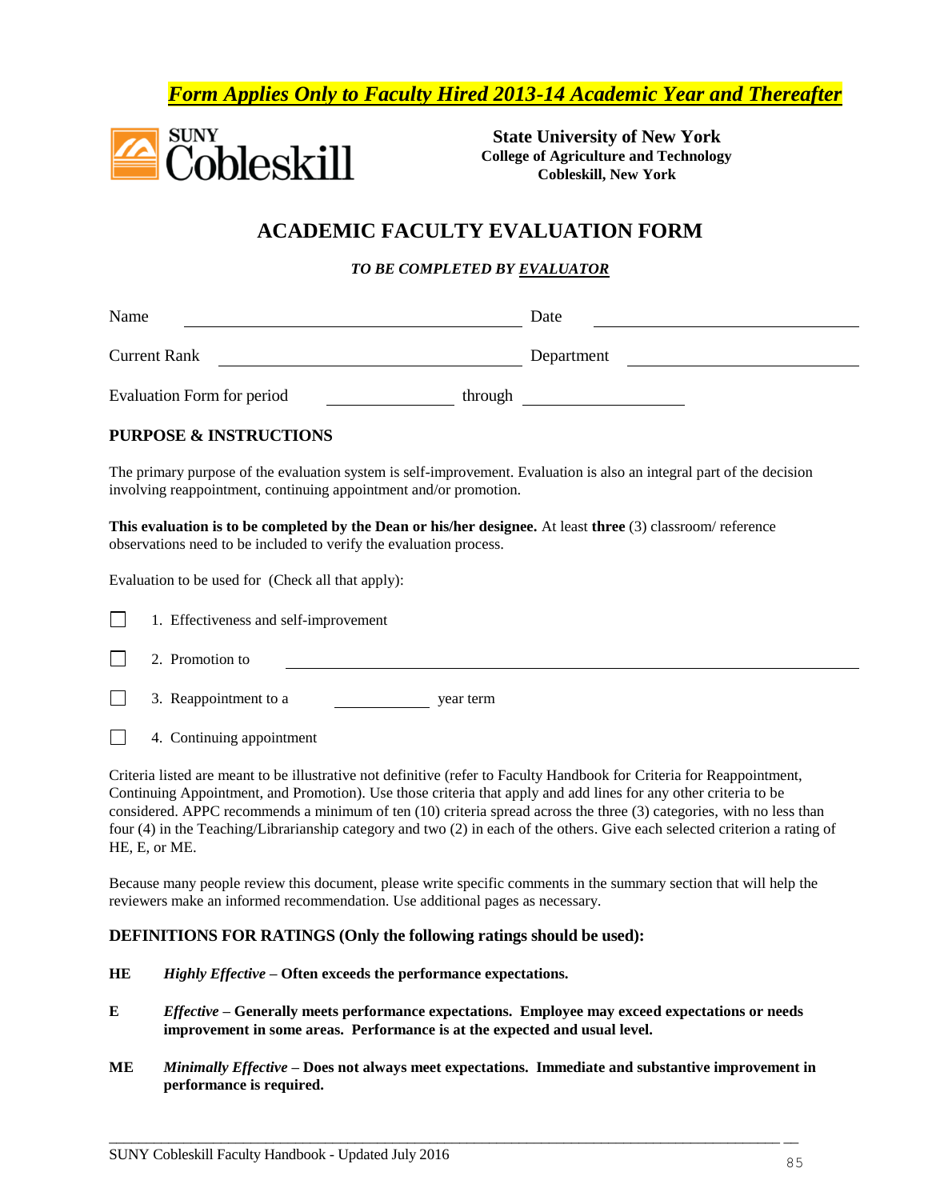***Form Applies Only to Faculty Hired 2013-14 Academic Year and Thereafter***

**State University of New York**
**College of Agriculture and Technology**
**Cobleskill, New York**

# ACADEMIC FACULTY EVALUATION FORM

***TO BE COMPLETED BY EVALUATOR***

Name ______________________________ Date ______________________________

Current Rank ______________________________ Department ______________________________

Evaluation Form for period ______________ through ______________

## PURPOSE & INSTRUCTIONS

The primary purpose of the evaluation system is self-improvement. Evaluation is also an integral part of the decision involving reappointment, continuing appointment and/or promotion.

**This evaluation is to be completed by the Dean or his/her designee.** At least **three** (3) classroom/ reference observations need to be included to verify the evaluation process.

Evaluation to be used for (Check all that apply):

☐ 1. Effectiveness and self-improvement

☐ 2. Promotion to ______________________________

☐ 3. Reappointment to a __________ year term

☐ 4. Continuing appointment

Criteria listed are meant to be illustrative not definitive (refer to Faculty Handbook for Criteria for Reappointment, Continuing Appointment, and Promotion). Use those criteria that apply and add lines for any other criteria to be considered. APPC recommends a minimum of ten (10) criteria spread across the three (3) categories, with no less than four (4) in the Teaching/Librarianship category and two (2) in each of the others. Give each selected criterion a rating of HE, E, or ME.

Because many people review this document, please write specific comments in the summary section that will help the reviewers make an informed recommendation. Use additional pages as necessary.

## DEFINITIONS FOR RATINGS (Only the following ratings should be used):

**HE** ***Highly Effective*** **– Often exceeds the performance expectations.**

**E** ***Effective*** **– Generally meets performance expectations. Employee may exceed expectations or needs improvement in some areas. Performance is at the expected and usual level.**

**ME** ***Minimally Effective*** **– Does not always meet expectations. Immediate and substantive improvement in performance is required.**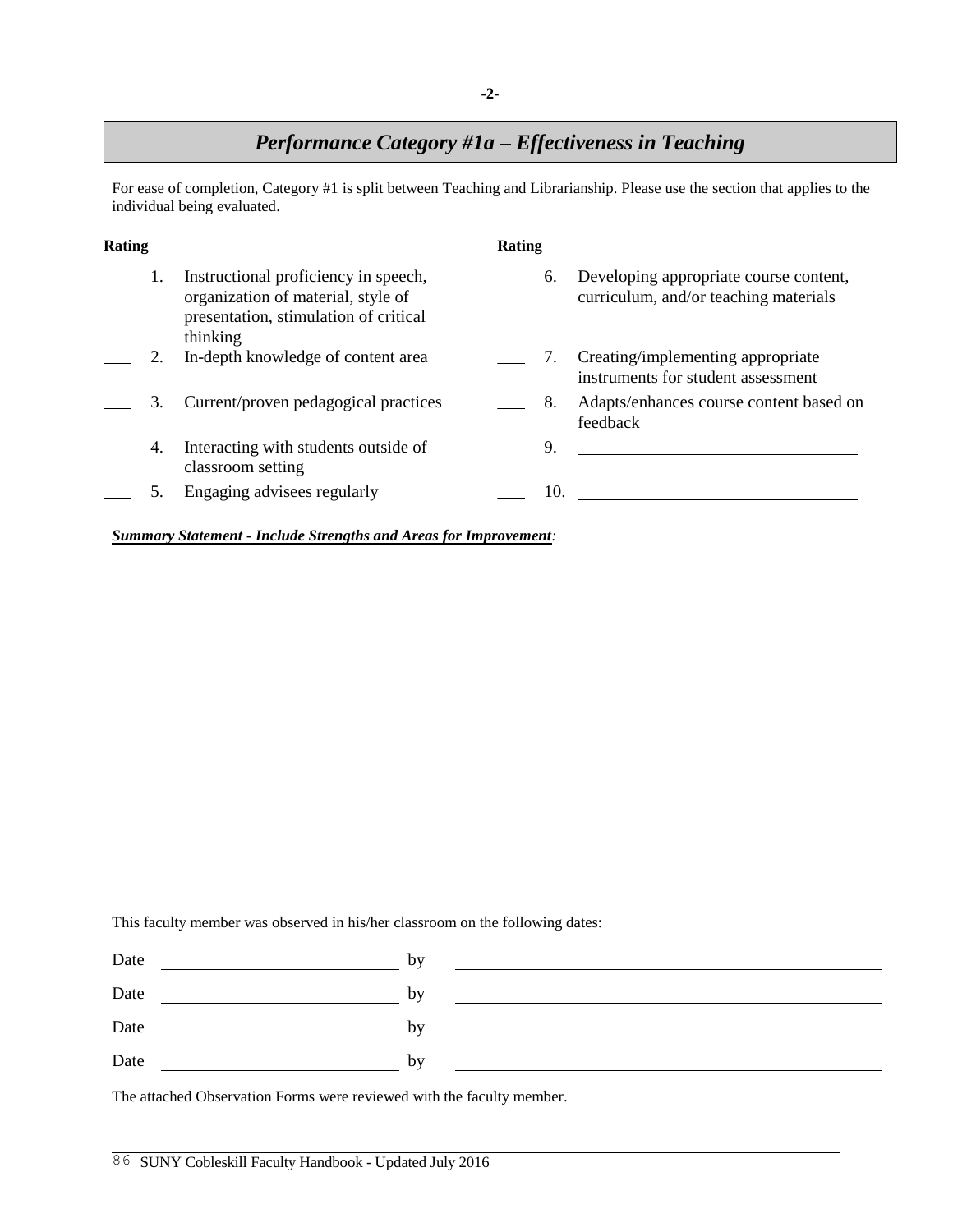## *Performance Category #1a – Effectiveness in Teaching*

For ease of completion, Category #1 is split between Teaching and Librarianship. Please use the section that applies to the individual being evaluated.

| Rating | | | Rating | | |
|---|---|---|---|---|---|
| ___ | 1. | Instructional proficiency in speech, organization of material, style of presentation, stimulation of critical thinking | ___ | 6. | Developing appropriate course content, curriculum, and/or teaching materials |
| ___ | 2. | In-depth knowledge of content area | ___ | 7. | Creating/implementing appropriate instruments for student assessment |
| ___ | 3. | Current/proven pedagogical practices | ___ | 8. | Adapts/enhances course content based on feedback |
| ___ | 4. | Interacting with students outside of classroom setting | ___ | 9. | ______________________________ |
| ___ | 5. | Engaging advisees regularly | ___ | 10. | ______________________________ |

***Summary Statement - Include Strengths and Areas for Improvement:***

This faculty member was observed in his/her classroom on the following dates:

Date ________________________ by ______________________________________________

Date ________________________ by ______________________________________________

Date ________________________ by ______________________________________________

Date ________________________ by ______________________________________________

The attached Observation Forms were reviewed with the faculty member.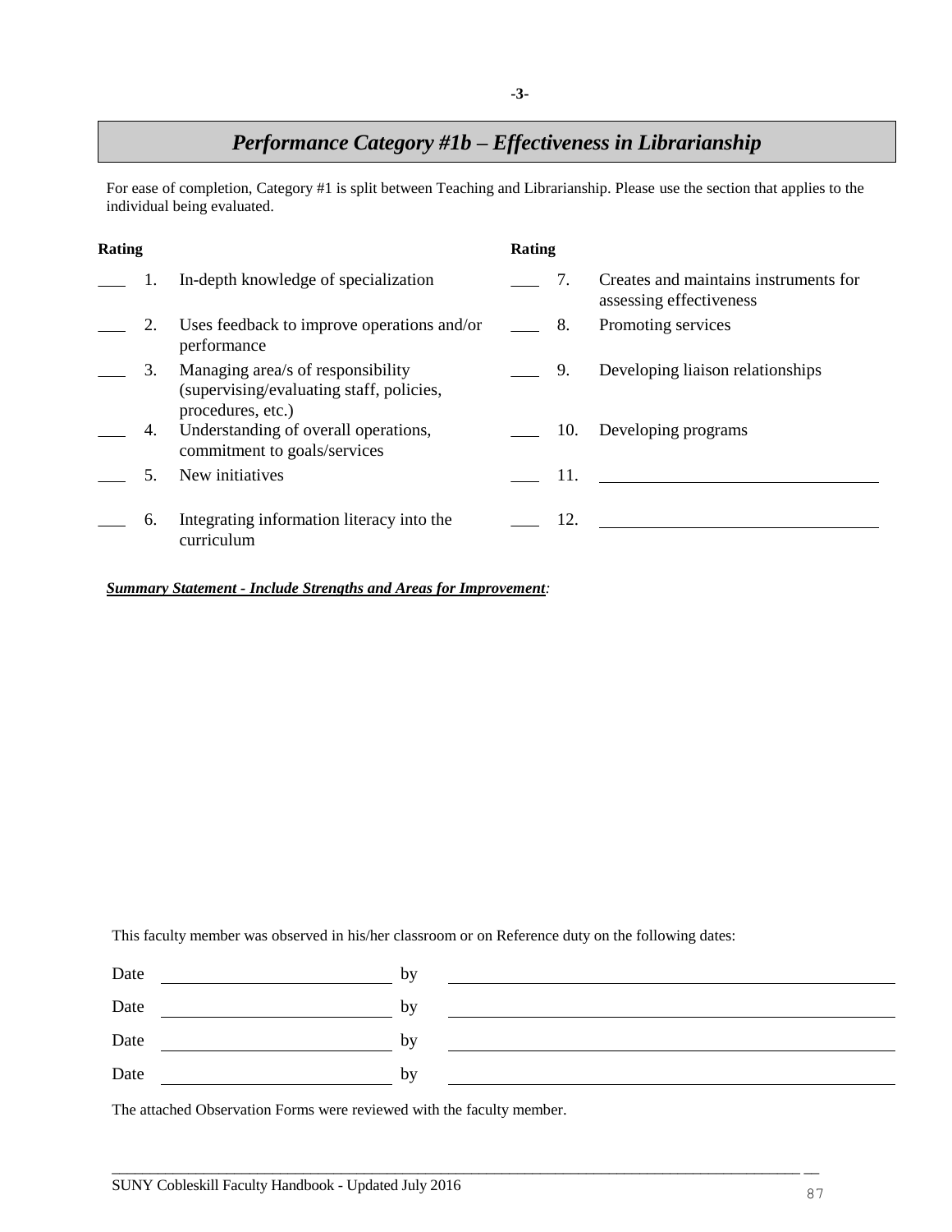## *Performance Category #1b – Effectiveness in Librarianship*

For ease of completion, Category #1 is split between Teaching and Librarianship. Please use the section that applies to the individual being evaluated.

| Rating | | | Rating | | |
|---|---|---|---|---|---|
| ___ | 1. | In-depth knowledge of specialization | ___ | 7. | Creates and maintains instruments for assessing effectiveness |
| ___ | 2. | Uses feedback to improve operations and/or performance | ___ | 8. | Promoting services |
| ___ | 3. | Managing area/s of responsibility (supervising/evaluating staff, policies, procedures, etc.) | ___ | 9. | Developing liaison relationships |
| ___ | 4. | Understanding of overall operations, commitment to goals/services | ___ | 10. | Developing programs |
| ___ | 5. | New initiatives | ___ | 11. | ______________________________ |
| ___ | 6. | Integrating information literacy into the curriculum | ___ | 12. | ______________________________ |

***Summary Statement - Include Strengths and Areas for Improvement*:**

This faculty member was observed in his/her classroom or on Reference duty on the following dates:

Date ________________________ by ______________________________________________

Date ________________________ by ______________________________________________

Date ________________________ by ______________________________________________

Date ________________________ by ______________________________________________

The attached Observation Forms were reviewed with the faculty member.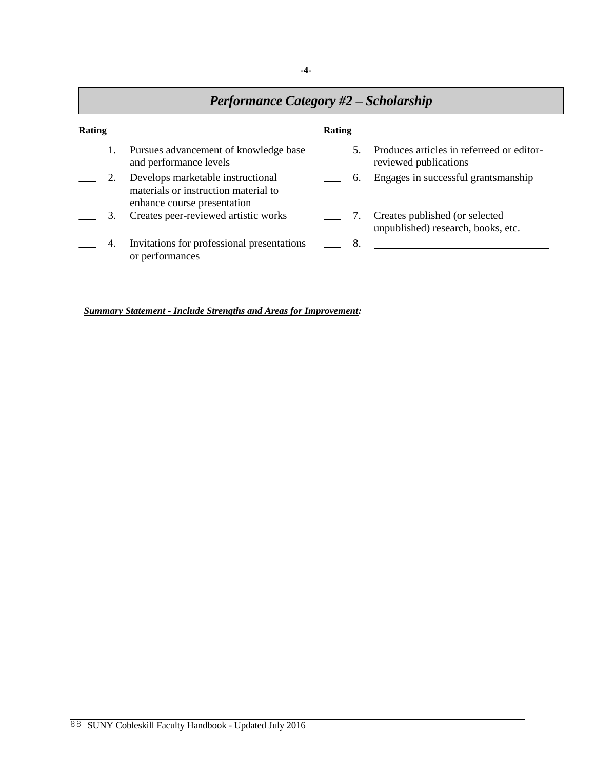## *Performance Category #2 – Scholarship*

| Rating | | | Rating | | |
|---|---|---|---|---|---|
| ___ | 1. | Pursues advancement of knowledge base and performance levels | ___ | 5. | Produces articles in referreed or editor-reviewed publications |
| ___ | 2. | Develops marketable instructional materials or instruction material to enhance course presentation | ___ | 6. | Engages in successful grantsmanship |
| ___ | 3. | Creates peer-reviewed artistic works | ___ | 7. | Creates published (or selected unpublished) research, books, etc. |
| ___ | 4. | Invitations for professional presentations or performances | ___ | 8. | ______________________________ |

***Summary Statement - Include Strengths and Areas for Improvement:***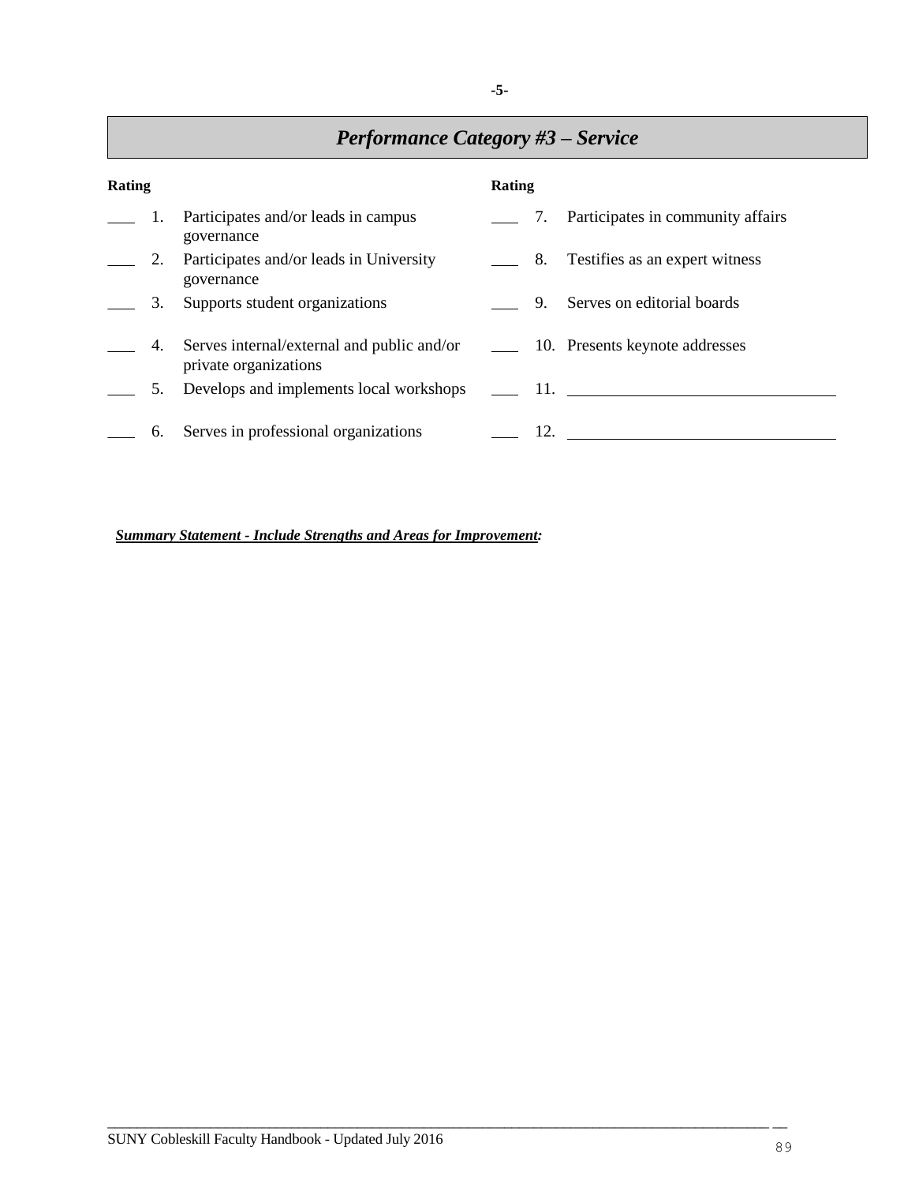## *Performance Category #3 – Service*

| **Rating** | | | **Rating** | | |
|---|---|---|---|---|---|
| ___ | 1. | Participates and/or leads in campus governance | ___ | 7. | Participates in community affairs |
| ___ | 2. | Participates and/or leads in University governance | ___ | 8. | Testifies as an expert witness |
| ___ | 3. | Supports student organizations | ___ | 9. | Serves on editorial boards |
| ___ | 4. | Serves internal/external and public and/or private organizations | ___ | 10. | Presents keynote addresses |
| ___ | 5. | Develops and implements local workshops | ___ | 11. | ________________________________ |
| ___ | 6. | Serves in professional organizations | ___ | 12. | ________________________________ |

***Summary Statement - Include Strengths and Areas for Improvement:***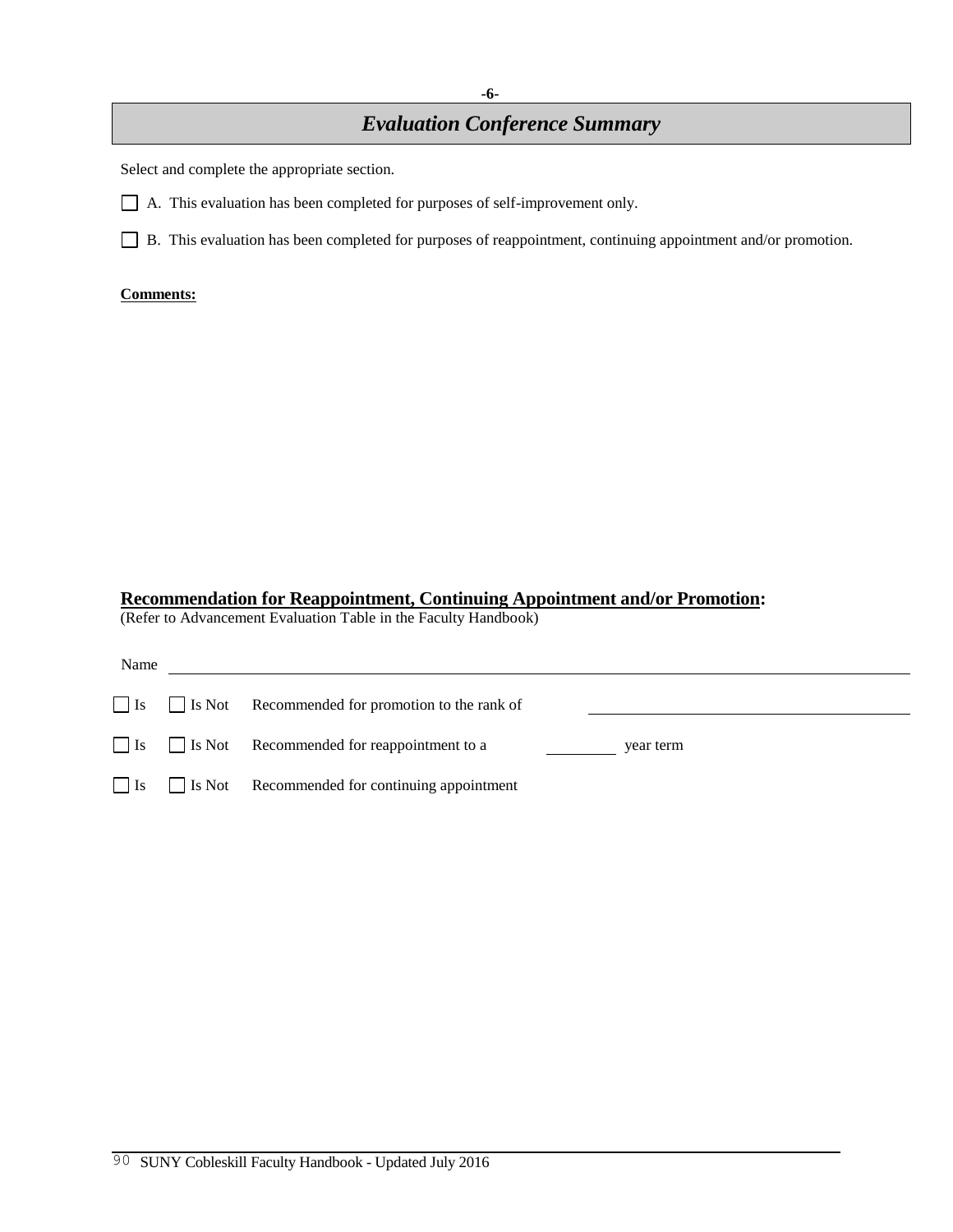# *Evaluation Conference Summary*

Select and complete the appropriate section.

☐ A. This evaluation has been completed for purposes of self-improvement only.

☐ B. This evaluation has been completed for purposes of reappointment, continuing appointment and/or promotion.

**Comments:**

## Recommendation for Reappointment, Continuing Appointment and/or Promotion:

(Refer to Advancement Evaluation Table in the Faculty Handbook)

Name ______________________________________________

☐ Is ☐ Is Not Recommended for promotion to the rank of ______________________

☐ Is ☐ Is Not Recommended for reappointment to a ________ year term

☐ Is ☐ Is Not Recommended for continuing appointment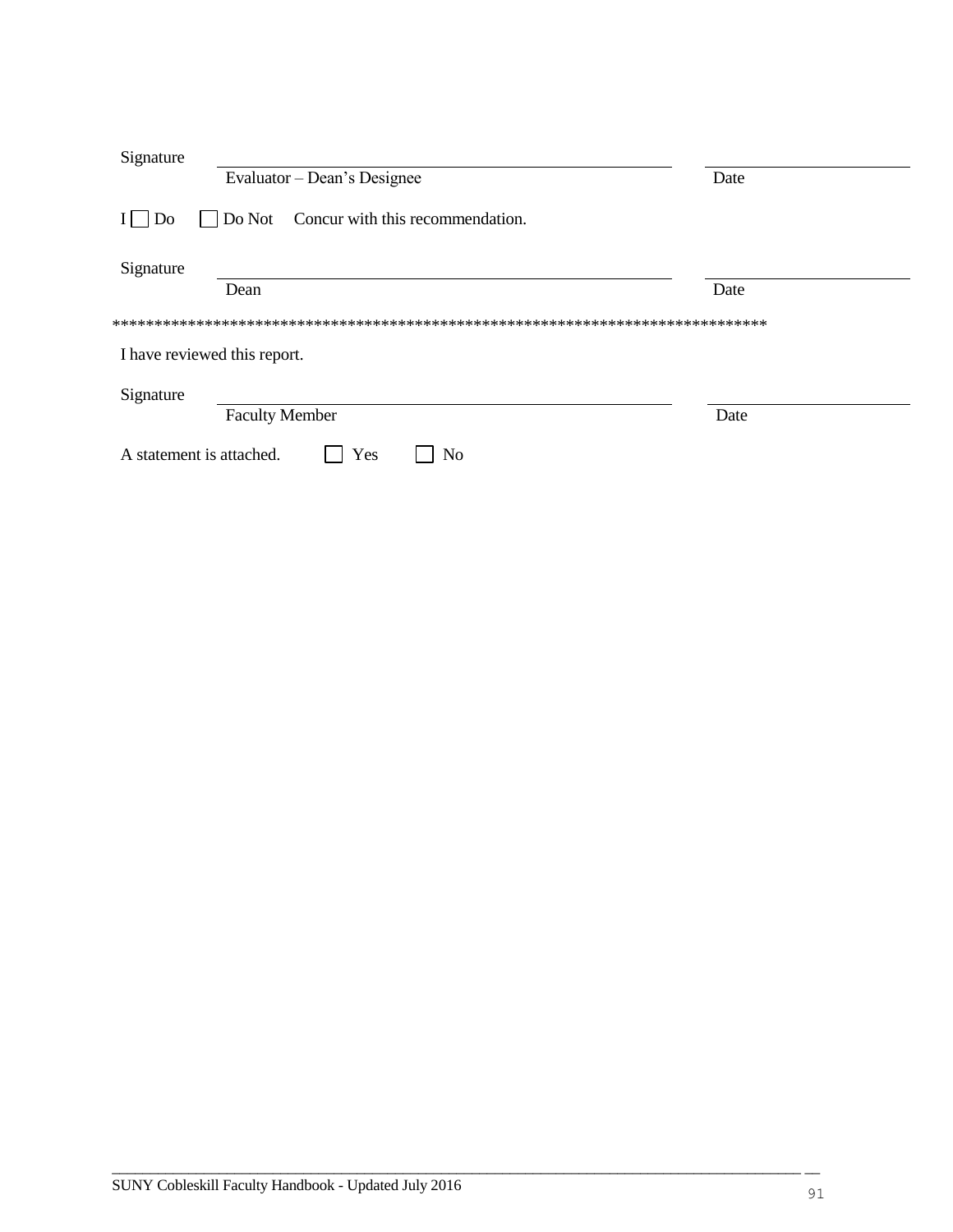Signature \_\_\_\_\_\_\_\_\_\_\_\_\_\_\_\_\_\_\_\_\_\_\_\_\_\_\_\_\_\_\_\_\_\_\_\_\_\_\_\_ \_\_\_\_\_\_\_\_\_\_\_\_\_\_\_\_\_\_

Evaluator – Dean's Designee Date

I ☐ Do ☐ Do Not Concur with this recommendation.

Signature \_\_\_\_\_\_\_\_\_\_\_\_\_\_\_\_\_\_\_\_\_\_\_\_\_\_\_\_\_\_\_\_\_\_\_\_\_\_\_\_ \_\_\_\_\_\_\_\_\_\_\_\_\_\_\_\_\_\_

Dean Date

******************************************************************************

I have reviewed this report.

Signature \_\_\_\_\_\_\_\_\_\_\_\_\_\_\_\_\_\_\_\_\_\_\_\_\_\_\_\_\_\_\_\_\_\_\_\_\_\_\_\_ \_\_\_\_\_\_\_\_\_\_\_\_\_\_\_\_\_\_

Faculty Member Date

A statement is attached. ☐ Yes ☐ No